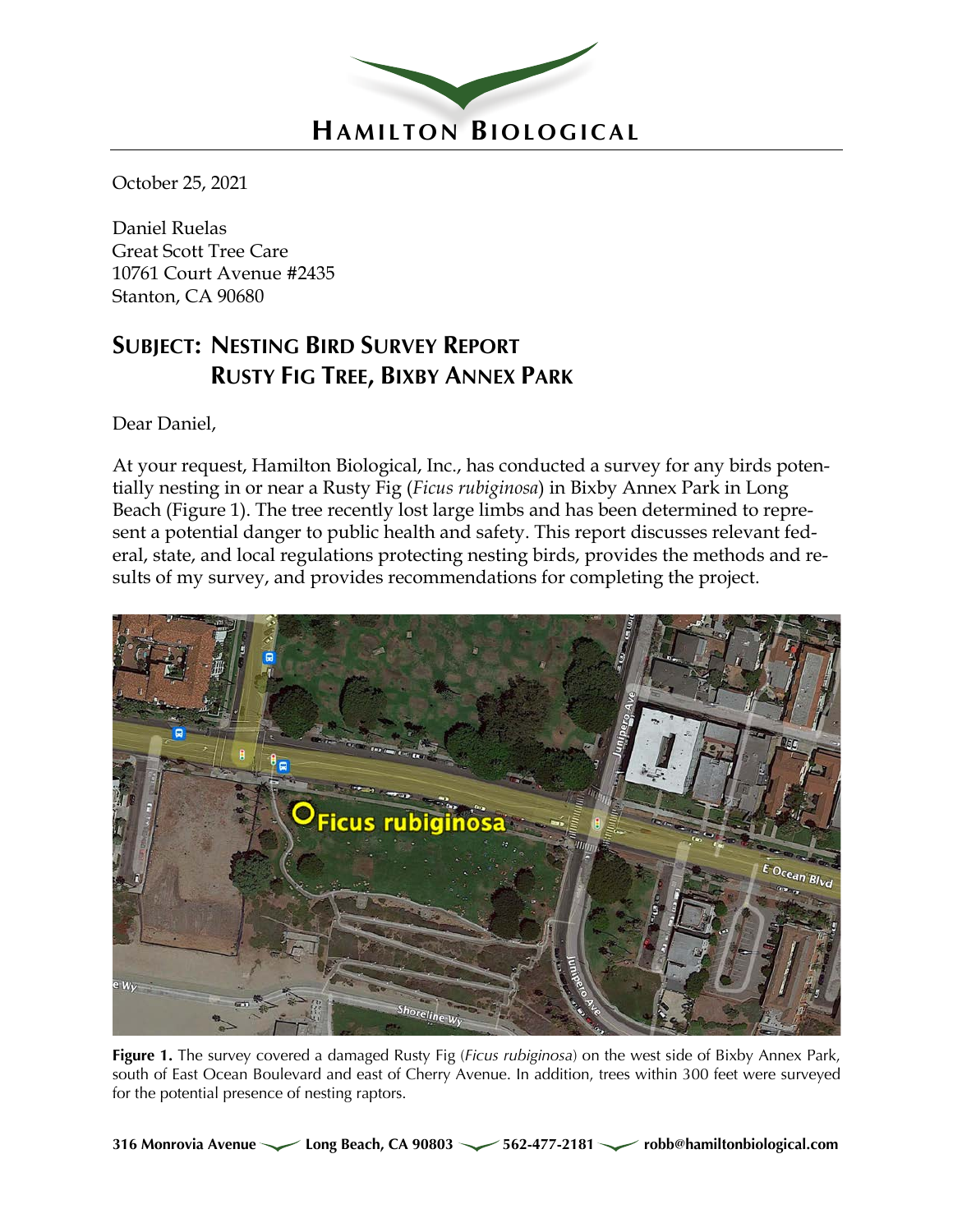# HAMILTON BIOLOGICAL

October 25, 2021

Daniel Ruelas
Great Scott Tree Care
10761 Court Avenue #2435
Stanton, CA 90680

## SUBJECT: NESTING BIRD SURVEY REPORT RUSTY FIG TREE, BIXBY ANNEX PARK

Dear Daniel,

At your request, Hamilton Biological, Inc., has conducted a survey for any birds potentially nesting in or near a Rusty Fig (*Ficus rubiginosa*) in Bixby Annex Park in Long Beach (Figure 1). The tree recently lost large limbs and has been determined to represent a potential danger to public health and safety. This report discusses relevant federal, state, and local regulations protecting nesting birds, provides the methods and results of my survey, and provides recommendations for completing the project.

**Figure 1.** The survey covered a damaged Rusty Fig (*Ficus rubiginosa*) on the west side of Bixby Annex Park, south of East Ocean Boulevard and east of Cherry Avenue. In addition, trees within 300 feet were surveyed for the potential presence of nesting raptors.

316 Monrovia Avenue — Long Beach, CA 90803 — 562-477-2181 — robb@hamiltonbiological.com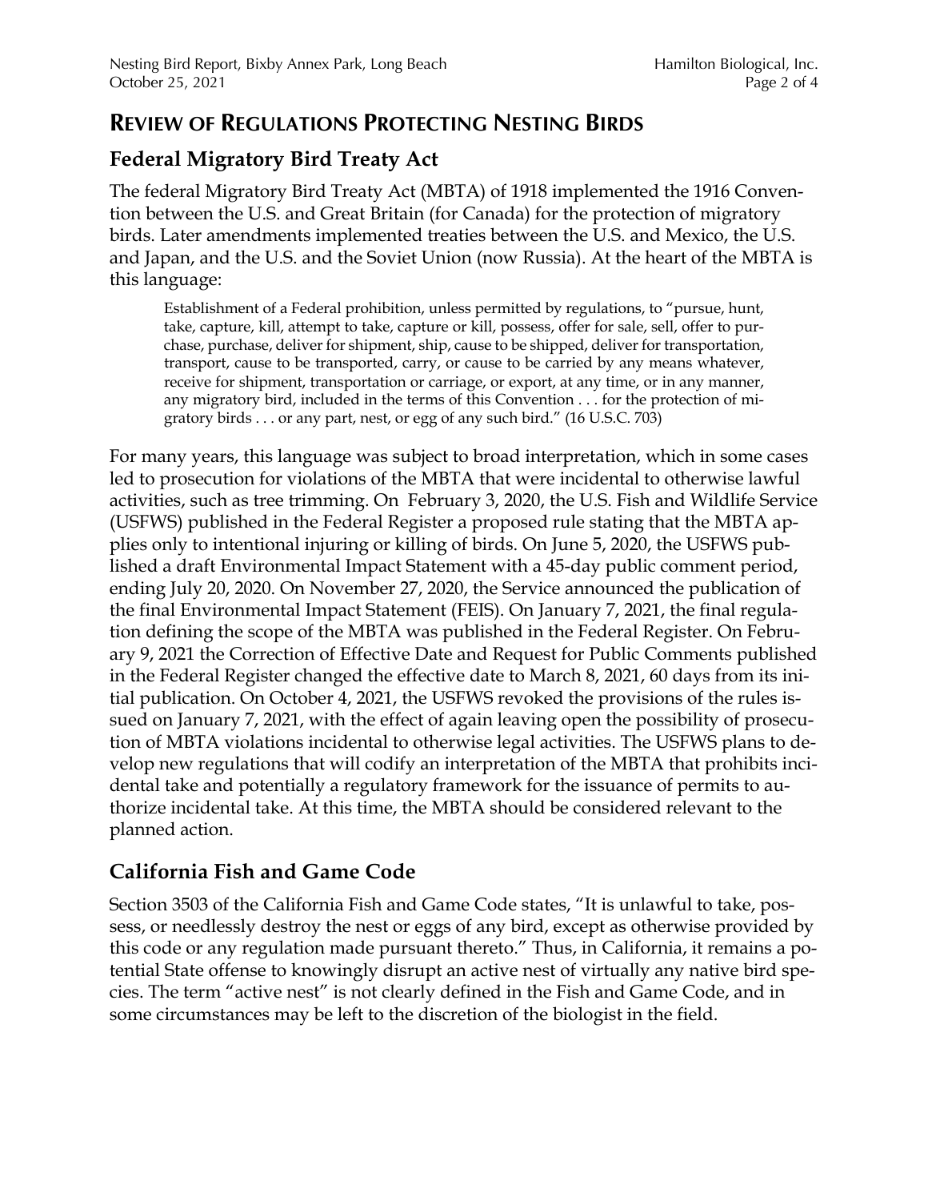## REVIEW OF REGULATIONS PROTECTING NESTING BIRDS

### Federal Migratory Bird Treaty Act

The federal Migratory Bird Treaty Act (MBTA) of 1918 implemented the 1916 Convention between the U.S. and Great Britain (for Canada) for the protection of migratory birds. Later amendments implemented treaties between the U.S. and Mexico, the U.S. and Japan, and the U.S. and the Soviet Union (now Russia). At the heart of the MBTA is this language:

> Establishment of a Federal prohibition, unless permitted by regulations, to "pursue, hunt, take, capture, kill, attempt to take, capture or kill, possess, offer for sale, sell, offer to purchase, purchase, deliver for shipment, ship, cause to be shipped, deliver for transportation, transport, cause to be transported, carry, or cause to be carried by any means whatever, receive for shipment, transportation or carriage, or export, at any time, or in any manner, any migratory bird, included in the terms of this Convention . . . for the protection of migratory birds . . . or any part, nest, or egg of any such bird." (16 U.S.C. 703)

For many years, this language was subject to broad interpretation, which in some cases led to prosecution for violations of the MBTA that were incidental to otherwise lawful activities, such as tree trimming. On February 3, 2020, the U.S. Fish and Wildlife Service (USFWS) published in the Federal Register a proposed rule stating that the MBTA applies only to intentional injuring or killing of birds. On June 5, 2020, the USFWS published a draft Environmental Impact Statement with a 45-day public comment period, ending July 20, 2020. On November 27, 2020, the Service announced the publication of the final Environmental Impact Statement (FEIS). On January 7, 2021, the final regulation defining the scope of the MBTA was published in the Federal Register. On February 9, 2021 the Correction of Effective Date and Request for Public Comments published in the Federal Register changed the effective date to March 8, 2021, 60 days from its initial publication. On October 4, 2021, the USFWS revoked the provisions of the rules issued on January 7, 2021, with the effect of again leaving open the possibility of prosecution of MBTA violations incidental to otherwise legal activities. The USFWS plans to develop new regulations that will codify an interpretation of the MBTA that prohibits incidental take and potentially a regulatory framework for the issuance of permits to authorize incidental take. At this time, the MBTA should be considered relevant to the planned action.

### California Fish and Game Code

Section 3503 of the California Fish and Game Code states, "It is unlawful to take, possess, or needlessly destroy the nest or eggs of any bird, except as otherwise provided by this code or any regulation made pursuant thereto." Thus, in California, it remains a potential State offense to knowingly disrupt an active nest of virtually any native bird species. The term "active nest" is not clearly defined in the Fish and Game Code, and in some circumstances may be left to the discretion of the biologist in the field.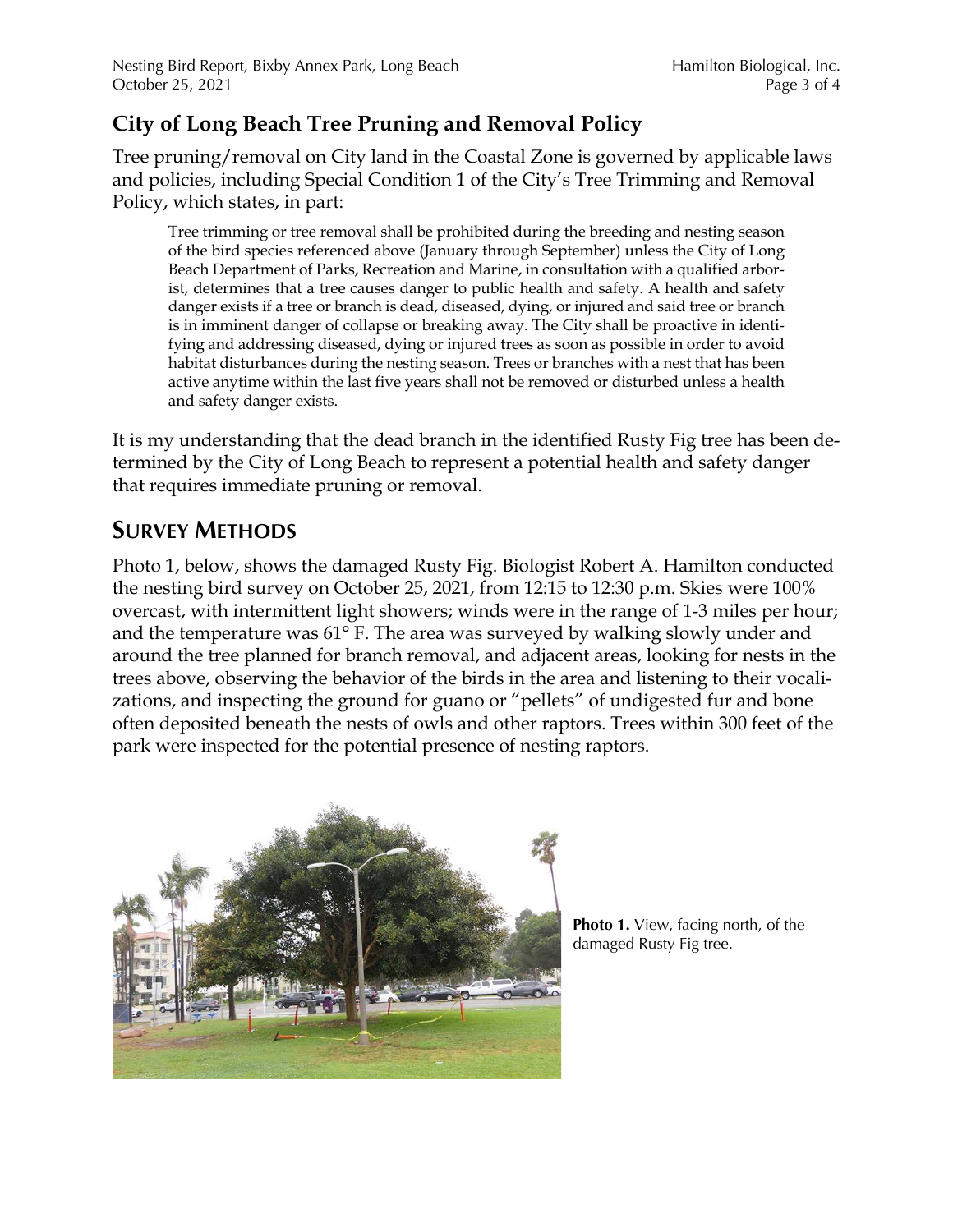## City of Long Beach Tree Pruning and Removal Policy

Tree pruning/removal on City land in the Coastal Zone is governed by applicable laws and policies, including Special Condition 1 of the City's Tree Trimming and Removal Policy, which states, in part:

> Tree trimming or tree removal shall be prohibited during the breeding and nesting season of the bird species referenced above (January through September) unless the City of Long Beach Department of Parks, Recreation and Marine, in consultation with a qualified arborist, determines that a tree causes danger to public health and safety. A health and safety danger exists if a tree or branch is dead, diseased, dying, or injured and said tree or branch is in imminent danger of collapse or breaking away. The City shall be proactive in identifying and addressing diseased, dying or injured trees as soon as possible in order to avoid habitat disturbances during the nesting season. Trees or branches with a nest that has been active anytime within the last five years shall not be removed or disturbed unless a health and safety danger exists.

It is my understanding that the dead branch in the identified Rusty Fig tree has been determined by the City of Long Beach to represent a potential health and safety danger that requires immediate pruning or removal.

## Survey Methods

Photo 1, below, shows the damaged Rusty Fig. Biologist Robert A. Hamilton conducted the nesting bird survey on October 25, 2021, from 12:15 to 12:30 p.m. Skies were 100% overcast, with intermittent light showers; winds were in the range of 1-3 miles per hour; and the temperature was 61° F. The area was surveyed by walking slowly under and around the tree planned for branch removal, and adjacent areas, looking for nests in the trees above, observing the behavior of the birds in the area and listening to their vocalizations, and inspecting the ground for guano or "pellets" of undigested fur and bone often deposited beneath the nests of owls and other raptors. Trees within 300 feet of the park were inspected for the potential presence of nesting raptors.

**Photo 1.** View, facing north, of the damaged Rusty Fig tree.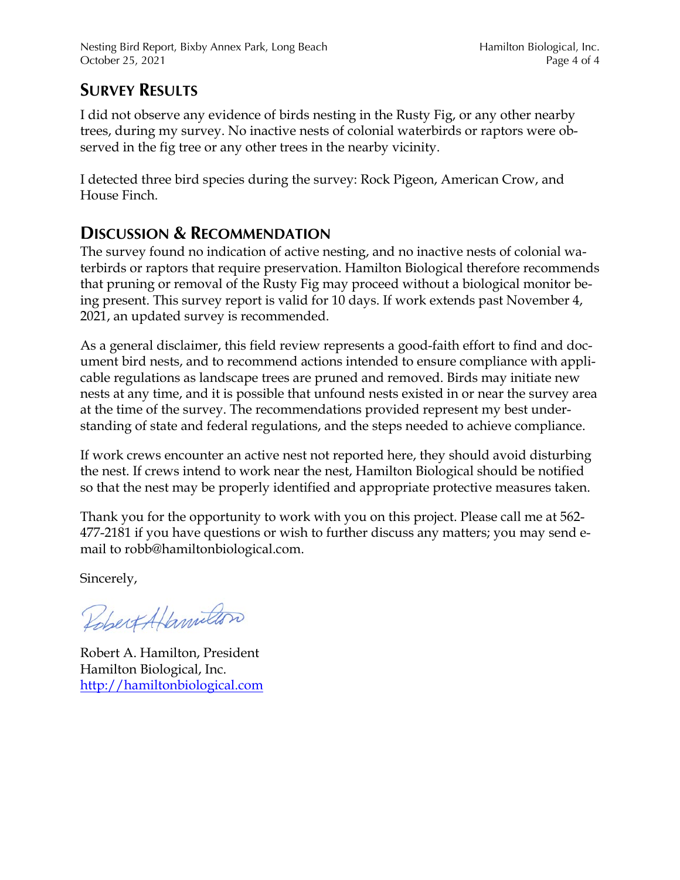## SURVEY RESULTS

I did not observe any evidence of birds nesting in the Rusty Fig, or any other nearby trees, during my survey. No inactive nests of colonial waterbirds or raptors were observed in the fig tree or any other trees in the nearby vicinity.

I detected three bird species during the survey: Rock Pigeon, American Crow, and House Finch.

## DISCUSSION & RECOMMENDATION

The survey found no indication of active nesting, and no inactive nests of colonial waterbirds or raptors that require preservation. Hamilton Biological therefore recommends that pruning or removal of the Rusty Fig may proceed without a biological monitor being present. This survey report is valid for 10 days. If work extends past November 4, 2021, an updated survey is recommended.

As a general disclaimer, this field review represents a good-faith effort to find and document bird nests, and to recommend actions intended to ensure compliance with applicable regulations as landscape trees are pruned and removed. Birds may initiate new nests at any time, and it is possible that unfound nests existed in or near the survey area at the time of the survey. The recommendations provided represent my best understanding of state and federal regulations, and the steps needed to achieve compliance.

If work crews encounter an active nest not reported here, they should avoid disturbing the nest. If crews intend to work near the nest, Hamilton Biological should be notified so that the nest may be properly identified and appropriate protective measures taken.

Thank you for the opportunity to work with you on this project. Please call me at 562-477-2181 if you have questions or wish to further discuss any matters; you may send e-mail to robb@hamiltonbiological.com.

Sincerely,

Robert A. Hamilton

Robert A. Hamilton, President
Hamilton Biological, Inc.
http://hamiltonbiological.com